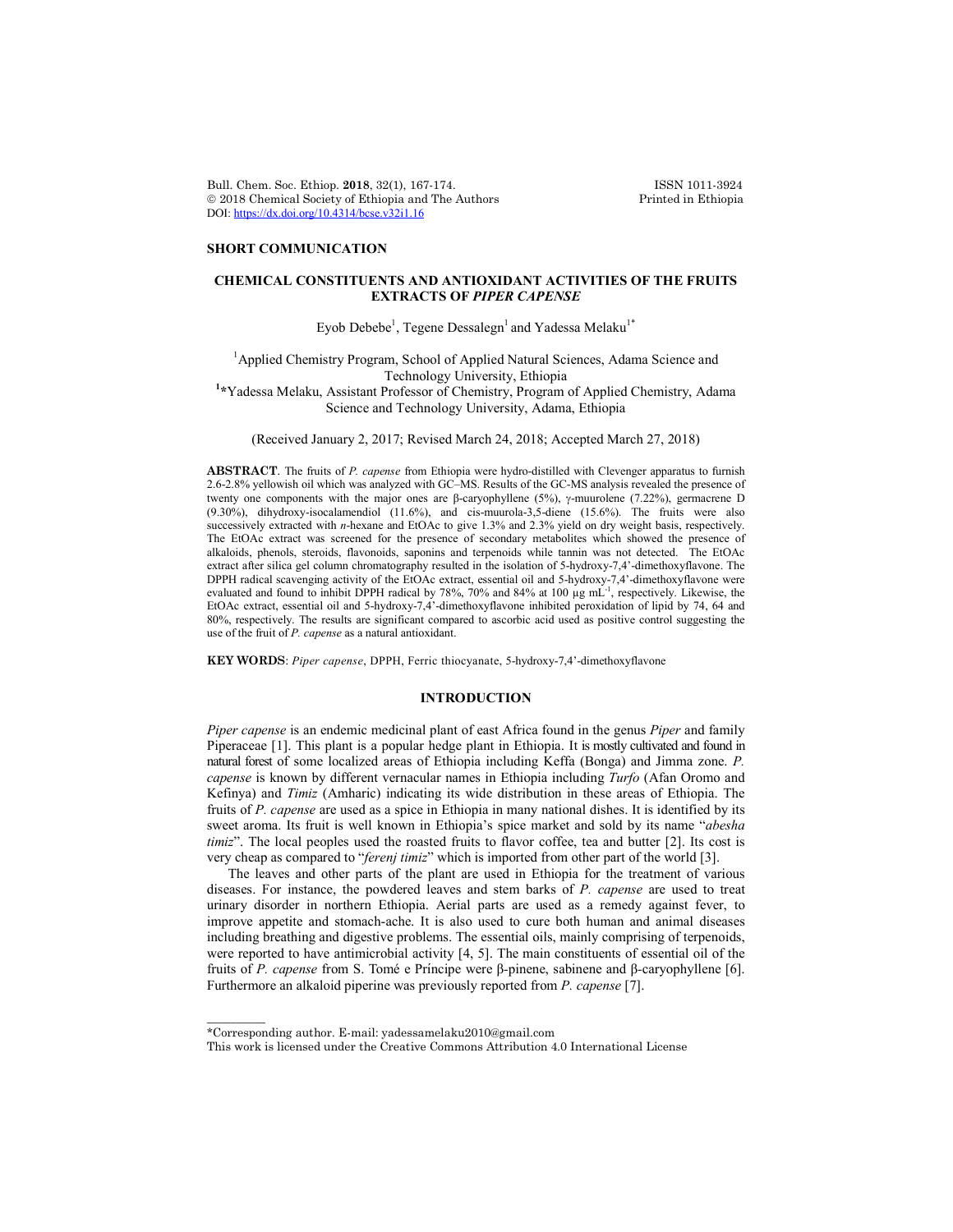**SHORT COMMUNICATION**

# CHEMICAL CONSTITUENTS AND ANTIOXIDANT ACTIVITIES OF THE FRUITS EXTRACTS OF *PIPER CAPENSE*

Eyob Debebe[1], Tegene Dessalegn[1] and Yadessa Melaku[1*]

[1]Applied Chemistry Program, School of Applied Natural Sciences, Adama Science and Technology University, Ethiopia

[1]*Yadessa Melaku, Assistant Professor of Chemistry, Program of Applied Chemistry, Adama Science and Technology University, Adama, Ethiopia

(Received January 2, 2017; Revised March 24, 2018; Accepted March 27, 2018)

**ABSTRACT**. The fruits of *P. capense* from Ethiopia were hydro-distilled with Clevenger apparatus to furnish 2.6-2.8% yellowish oil which was analyzed with GC–MS. Results of the GC-MS analysis revealed the presence of twenty one components with the major ones are β-caryophyllene (5%), γ-muurolene (7.22%), germacrene D (9.30%), dihydroxy-isocalamendiol (11.6%), and cis-muurola-3,5-diene (15.6%). The fruits were also successively extracted with *n*-hexane and EtOAc to give 1.3% and 2.3% yield on dry weight basis, respectively. The EtOAc extract was screened for the presence of secondary metabolites which showed the presence of alkaloids, phenols, steroids, flavonoids, saponins and terpenoids while tannin was not detected. The EtOAc extract after silica gel column chromatography resulted in the isolation of 5-hydroxy-7,4'-dimethoxyflavone. The DPPH radical scavenging activity of the EtOAc extract, essential oil and 5-hydroxy-7,4'-dimethoxyflavone were evaluated and found to inhibit DPPH radical by 78%, 70% and 84% at 100 µg $mL^{-1}$, respectively. Likewise, the EtOAc extract, essential oil and 5-hydroxy-7,4'-dimethoxyflavone inhibited peroxidation of lipid by 74, 64 and 80%, respectively. The results are significant compared to ascorbic acid used as positive control suggesting the use of the fruit of *P. capense* as a natural antioxidant.

**KEY WORDS**: *Piper capense*, DPPH, Ferric thiocyanate, 5-hydroxy-7,4'-dimethoxyflavone

## INTRODUCTION

*Piper capense* is an endemic medicinal plant of east Africa found in the genus *Piper* and family Piperaceae [1]. This plant is a popular hedge plant in Ethiopia. It is mostly cultivated and found in natural forest of some localized areas of Ethiopia including Keffa (Bonga) and Jimma zone. *P. capense* is known by different vernacular names in Ethiopia including *Turfo* (Afan Oromo and Kefinya) and *Timiz* (Amharic) indicating its wide distribution in these areas of Ethiopia. The fruits of *P. capense* are used as a spice in Ethiopia in many national dishes. It is identified by its sweet aroma. Its fruit is well known in Ethiopia's spice market and sold by its name "*abesha timiz*". The local peoples used the roasted fruits to flavor coffee, tea and butter [2]. Its cost is very cheap as compared to "*ferenj timiz*" which is imported from other part of the world [3].

The leaves and other parts of the plant are used in Ethiopia for the treatment of various diseases. For instance, the powdered leaves and stem barks of *P. capense* are used to treat urinary disorder in northern Ethiopia. Aerial parts are used as a remedy against fever, to improve appetite and stomach-ache. It is also used to cure both human and animal diseases including breathing and digestive problems. The essential oils, mainly comprising of terpenoids, were reported to have antimicrobial activity [4, 5]. The main constituents of essential oil of the fruits of *P. capense* from S. Tomé e Príncipe were β-pinene, sabinene and β-caryophyllene [6]. Furthermore an alkaloid piperine was previously reported from *P. capense* [7].

\*Corresponding author. E-mail: yadessamelaku2010@gmail.com

This work is licensed under the Creative Commons Attribution 4.0 International License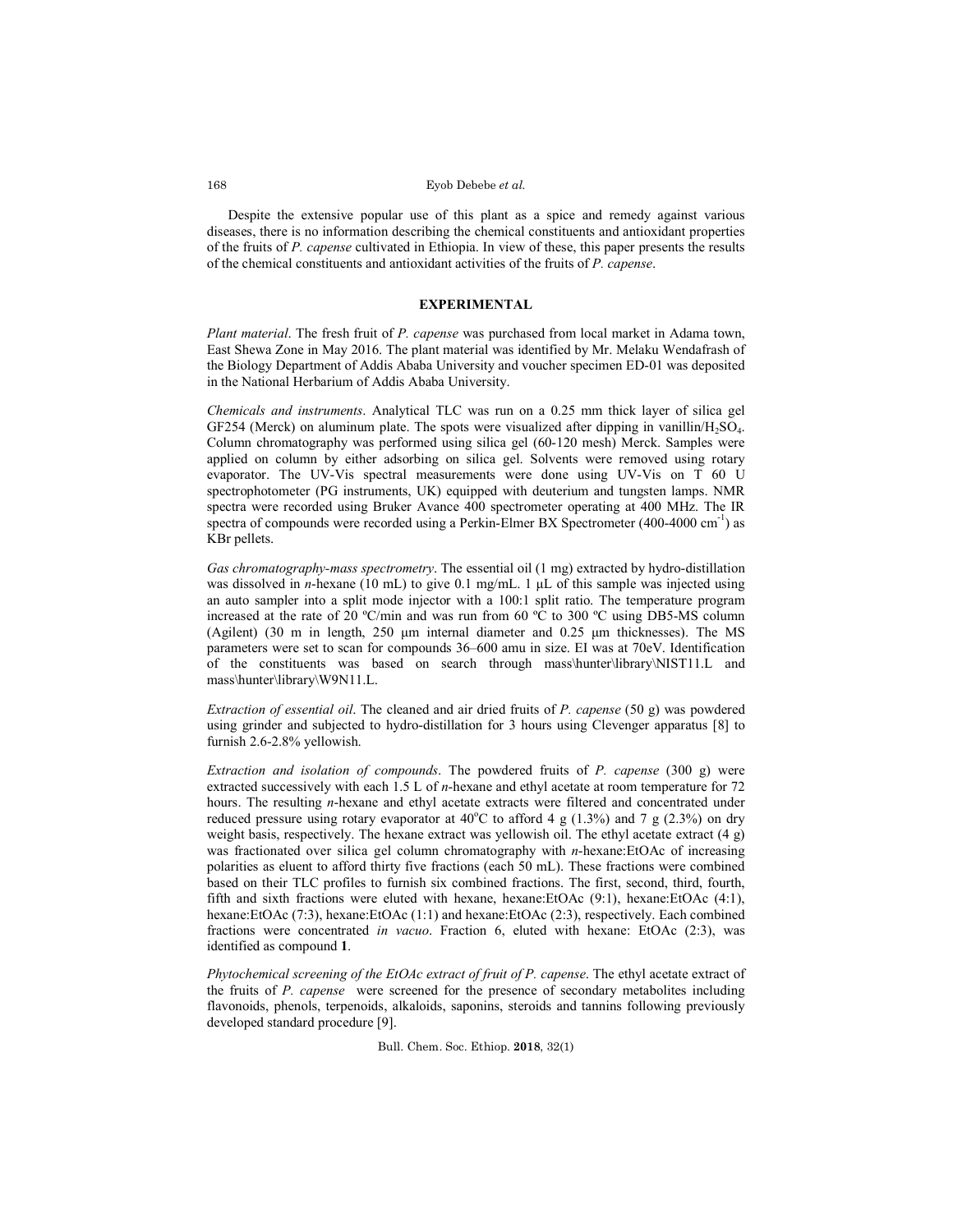Despite the extensive popular use of this plant as a spice and remedy against various diseases, there is no information describing the chemical constituents and antioxidant properties of the fruits of *P. capense* cultivated in Ethiopia. In view of these, this paper presents the results of the chemical constituents and antioxidant activities of the fruits of *P. capense*.

## EXPERIMENTAL

*Plant material*. The fresh fruit of *P. capense* was purchased from local market in Adama town, East Shewa Zone in May 2016. The plant material was identified by Mr. Melaku Wendafrash of the Biology Department of Addis Ababa University and voucher specimen ED-01 was deposited in the National Herbarium of Addis Ababa University.

*Chemicals and instruments*. Analytical TLC was run on a 0.25 mm thick layer of silica gel GF254 (Merck) on aluminum plate. The spots were visualized after dipping in vanillin/$H_2SO_4$. Column chromatography was performed using silica gel (60-120 mesh) Merck. Samples were applied on column by either adsorbing on silica gel. Solvents were removed using rotary evaporator. The UV-Vis spectral measurements were done using UV-Vis on T 60 U spectrophotometer (PG instruments, UK) equipped with deuterium and tungsten lamps. NMR spectra were recorded using Bruker Avance 400 spectrometer operating at 400 MHz. The IR spectra of compounds were recorded using a Perkin-Elmer BX Spectrometer (400-4000 $cm^{-1}$) as KBr pellets.

*Gas chromatography-mass spectrometry*. The essential oil (1 mg) extracted by hydro-distillation was dissolved in *n*-hexane (10 mL) to give 0.1 mg/mL. 1 μL of this sample was injected using an auto sampler into a split mode injector with a 100:1 split ratio. The temperature program increased at the rate of 20 ºC/min and was run from 60 ºC to 300 ºC using DB5-MS column (Agilent) (30 m in length, 250 μm internal diameter and 0.25 μm thicknesses). The MS parameters were set to scan for compounds 36–600 amu in size. EI was at 70eV. Identification of the constituents was based on search through mass\hunter\library\NIST11.L and mass\hunter\library\W9N11.L.

*Extraction of essential oil*. The cleaned and air dried fruits of *P. capense* (50 g) was powdered using grinder and subjected to hydro-distillation for 3 hours using Clevenger apparatus [8] to furnish 2.6-2.8% yellowish.

*Extraction and isolation of compounds*. The powdered fruits of *P. capense* (300 g) were extracted successively with each 1.5 L of *n*-hexane and ethyl acetate at room temperature for 72 hours. The resulting *n*-hexane and ethyl acetate extracts were filtered and concentrated under reduced pressure using rotary evaporator at 40$^{o}$C to afford 4 g (1.3%) and 7 g (2.3%) on dry weight basis, respectively. The hexane extract was yellowish oil. The ethyl acetate extract (4 g) was fractionated over silica gel column chromatography with *n*-hexane:EtOAc of increasing polarities as eluent to afford thirty five fractions (each 50 mL). These fractions were combined based on their TLC profiles to furnish six combined fractions. The first, second, third, fourth, fifth and sixth fractions were eluted with hexane, hexane:EtOAc (9:1), hexane:EtOAc (4:1), hexane:EtOAc (7:3), hexane:EtOAc (1:1) and hexane:EtOAc (2:3), respectively. Each combined fractions were concentrated *in vacuo*. Fraction 6, eluted with hexane: EtOAc (2:3), was identified as compound **1**.

*Phytochemical screening of the EtOAc extract of fruit of P. capense*. The ethyl acetate extract of the fruits of *P. capense* were screened for the presence of secondary metabolites including flavonoids, phenols, terpenoids, alkaloids, saponins, steroids and tannins following previously developed standard procedure [9].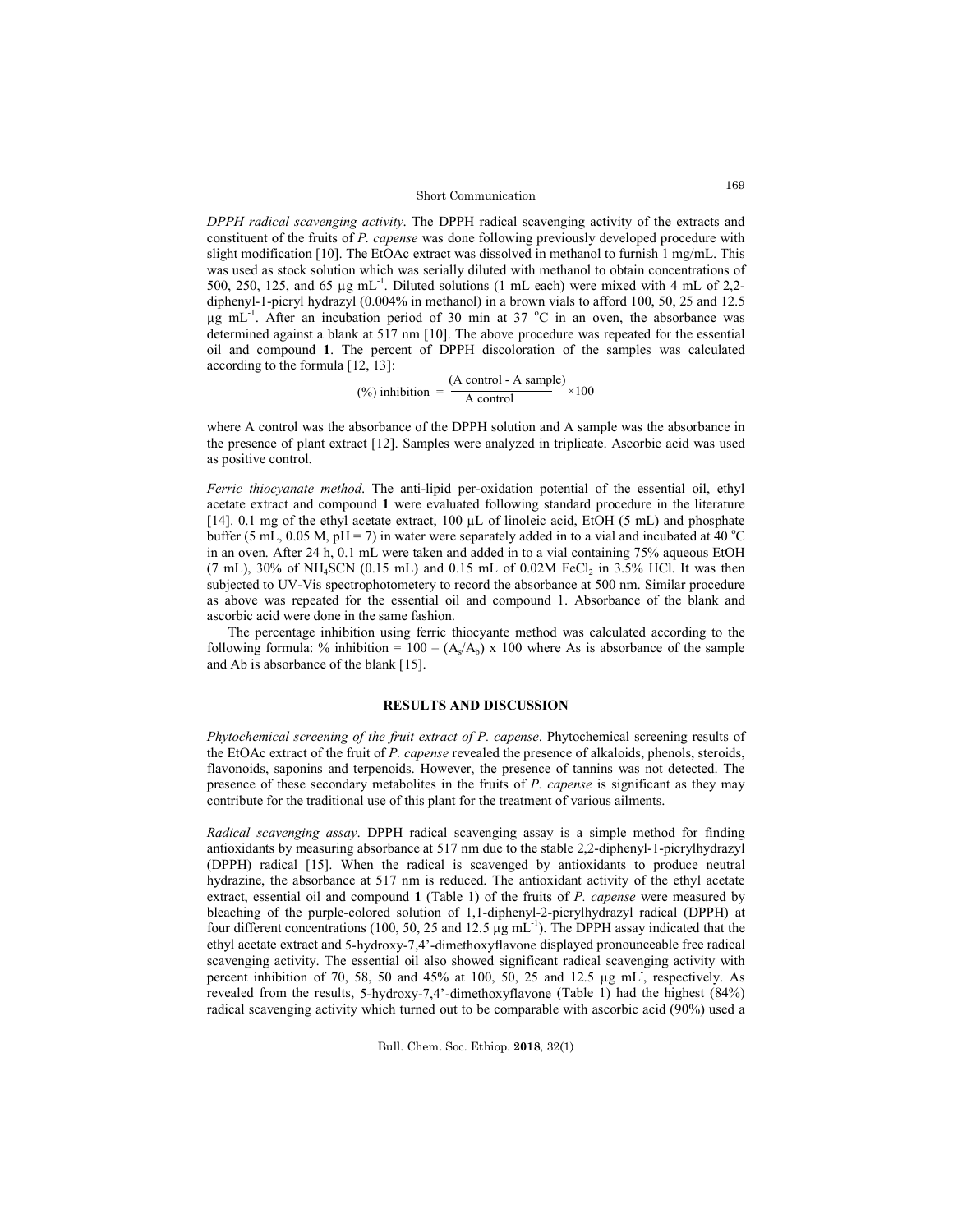*DPPH radical scavenging activity*. The DPPH radical scavenging activity of the extracts and constituent of the fruits of *P. capense* was done following previously developed procedure with slight modification [10]. The EtOAc extract was dissolved in methanol to furnish 1 mg/mL. This was used as stock solution which was serially diluted with methanol to obtain concentrations of 500, 250, 125, and 65 µg $mL^{-1}$. Diluted solutions (1 mL each) were mixed with 4 mL of 2,2-diphenyl-1-picryl hydrazyl (0.004% in methanol) in a brown vials to afford 100, 50, 25 and 12.5 µg $mL^{-1}$. After an incubation period of 30 min at 37 °C in an oven, the absorbance was determined against a blank at 517 nm [10]. The above procedure was repeated for the essential oil and compound **1**. The percent of DPPH discoloration of the samples was calculated according to the formula [12, 13]:

$$(\%) \text{ inhibition } = \frac{(\text{A control - A sample})}{\text{A control}} \times 100$$

where A control was the absorbance of the DPPH solution and A sample was the absorbance in the presence of plant extract [12]. Samples were analyzed in triplicate. Ascorbic acid was used as positive control.

*Ferric thiocyanate method*. The anti-lipid per-oxidation potential of the essential oil, ethyl acetate extract and compound **1** were evaluated following standard procedure in the literature [14]. 0.1 mg of the ethyl acetate extract, 100 µL of linoleic acid, EtOH (5 mL) and phosphate buffer (5 mL, 0.05 M, pH = 7) in water were separately added in to a vial and incubated at 40 °C in an oven. After 24 h, 0.1 mL were taken and added in to a vial containing 75% aqueous EtOH (7 mL), 30% of $NH_4SCN$ (0.15 mL) and 0.15 mL of 0.02M $FeCl_2$ in 3.5% HCl. It was then subjected to UV-Vis spectrophotometery to record the absorbance at 500 nm. Similar procedure as above was repeated for the essential oil and compound 1. Absorbance of the blank and ascorbic acid were done in the same fashion.

The percentage inhibition using ferric thiocyante method was calculated according to the following formula: % inhibition = 100 – $(A_s/A_b)$ x 100 where As is absorbance of the sample and Ab is absorbance of the blank [15].

## RESULTS AND DISCUSSION

*Phytochemical screening of the fruit extract of P. capense*. Phytochemical screening results of the EtOAc extract of the fruit of *P. capense* revealed the presence of alkaloids, phenols, steroids, flavonoids, saponins and terpenoids. However, the presence of tannins was not detected. The presence of these secondary metabolites in the fruits of *P. capense* is significant as they may contribute for the traditional use of this plant for the treatment of various ailments.

*Radical scavenging assay*. DPPH radical scavenging assay is a simple method for finding antioxidants by measuring absorbance at 517 nm due to the stable 2,2-diphenyl-1-picrylhydrazyl (DPPH) radical [15]. When the radical is scavenged by antioxidants to produce neutral hydrazine, the absorbance at 517 nm is reduced. The antioxidant activity of the ethyl acetate extract, essential oil and compound **1** (Table 1) of the fruits of *P. capense* were measured by bleaching of the purple-colored solution of 1,1-diphenyl-2-picrylhydrazyl radical (DPPH) at four different concentrations (100, 50, 25 and 12.5 µg $mL^{-1}$). The DPPH assay indicated that the ethyl acetate extract and 5-hydroxy-7,4'-dimethoxyflavone displayed pronounceable free radical scavenging activity. The essential oil also showed significant radical scavenging activity with percent inhibition of 70, 58, 50 and 45% at 100, 50, 25 and 12.5 µg $mL^{-}$, respectively. As revealed from the results, 5-hydroxy-7,4'-dimethoxyflavone (Table 1) had the highest (84%) radical scavenging activity which turned out to be comparable with ascorbic acid (90%) used a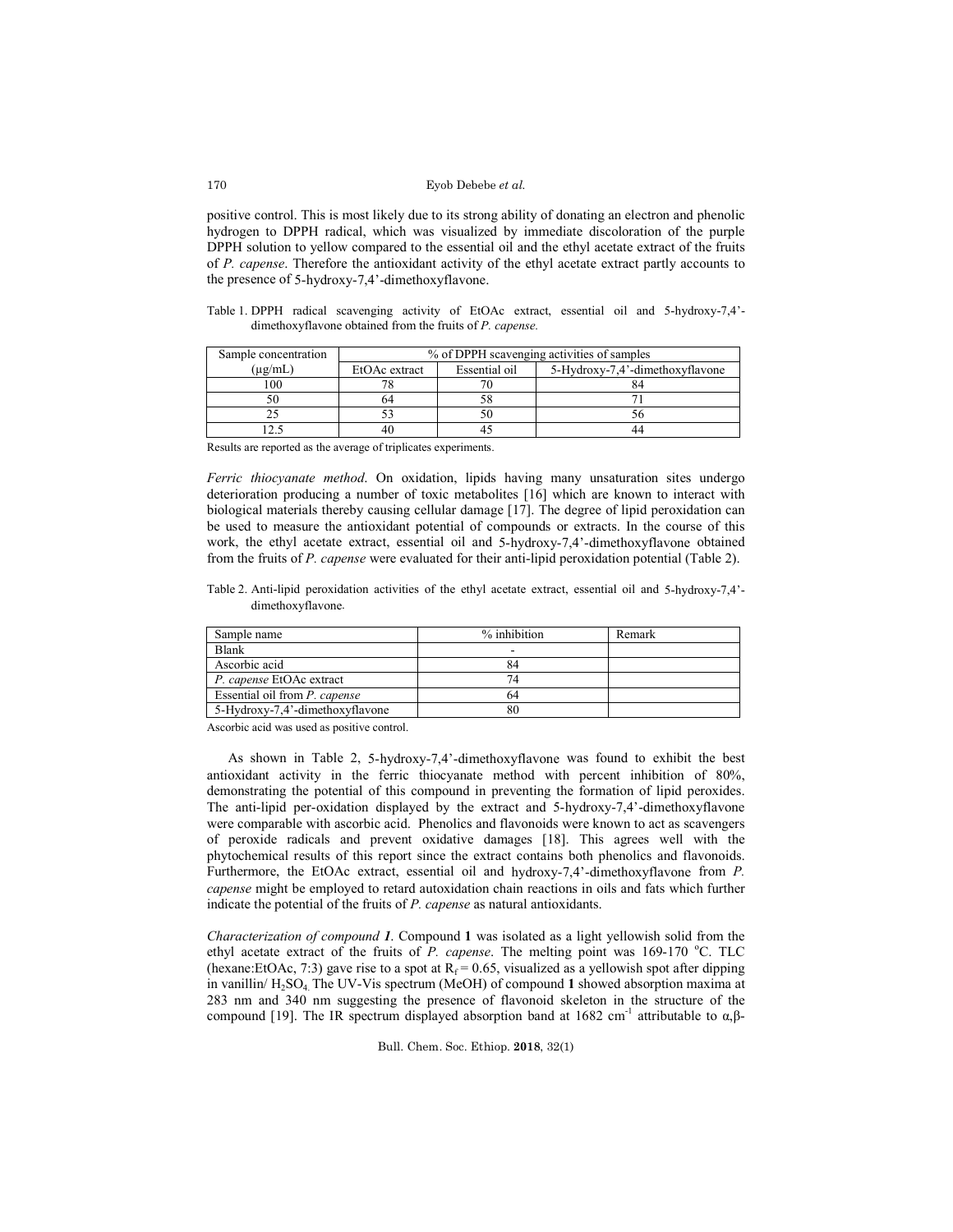positive control. This is most likely due to its strong ability of donating an electron and phenolic hydrogen to DPPH radical, which was visualized by immediate discoloration of the purple DPPH solution to yellow compared to the essential oil and the ethyl acetate extract of the fruits of *P. capense*. Therefore the antioxidant activity of the ethyl acetate extract partly accounts to the presence of 5-hydroxy-7,4'-dimethoxyflavone.

Table 1. DPPH radical scavenging activity of EtOAc extract, essential oil and 5-hydroxy-7,4'-dimethoxyflavone obtained from the fruits of *P. capense.*

| Sample concentration | % of DPPH scavenging activities of samples | | |
|---|---|---|---|
| (μg/mL) | EtOAc extract | Essential oil | 5-Hydroxy-7,4'-dimethoxyflavone |
| 100 | 78 | 70 | 84 |
| 50 | 64 | 58 | 71 |
| 25 | 53 | 50 | 56 |
| 12.5 | 40 | 45 | 44 |

Results are reported as the average of triplicates experiments.

*Ferric thiocyanate method*. On oxidation, lipids having many unsaturation sites undergo deterioration producing a number of toxic metabolites [16] which are known to interact with biological materials thereby causing cellular damage [17]. The degree of lipid peroxidation can be used to measure the antioxidant potential of compounds or extracts. In the course of this work, the ethyl acetate extract, essential oil and 5-hydroxy-7,4'-dimethoxyflavone obtained from the fruits of *P. capense* were evaluated for their anti-lipid peroxidation potential (Table 2).

Table 2. Anti-lipid peroxidation activities of the ethyl acetate extract, essential oil and 5-hydroxy-7,4'-dimethoxyflavone.

| Sample name | % inhibition | Remark |
|---|---|---|
| Blank | - | |
| Ascorbic acid | 84 | |
| *P. capense* EtOAc extract | 74 | |
| Essential oil from *P. capense* | 64 | |
| 5-Hydroxy-7,4'-dimethoxyflavone | 80 | |

Ascorbic acid was used as positive control.

As shown in Table 2, 5-hydroxy-7,4'-dimethoxyflavone was found to exhibit the best antioxidant activity in the ferric thiocyanate method with percent inhibition of 80%, demonstrating the potential of this compound in preventing the formation of lipid peroxides. The anti-lipid per-oxidation displayed by the extract and 5-hydroxy-7,4'-dimethoxyflavone were comparable with ascorbic acid. Phenolics and flavonoids were known to act as scavengers of peroxide radicals and prevent oxidative damages [18]. This agrees well with the phytochemical results of this report since the extract contains both phenolics and flavonoids. Furthermore, the EtOAc extract, essential oil and hydroxy-7,4'-dimethoxyflavone from *P. capense* might be employed to retard autoxidation chain reactions in oils and fats which further indicate the potential of the fruits of *P. capense* as natural antioxidants.

*Characterization of compound **1***. Compound **1** was isolated as a light yellowish solid from the ethyl acetate extract of the fruits of *P. capense*. The melting point was 169-170 °C. TLC (hexane:EtOAc, 7:3) gave rise to a spot at $R_f = 0.65$, visualized as a yellowish spot after dipping in vanillin/ $H_2SO_4$. The UV-Vis spectrum (MeOH) of compound **1** showed absorption maxima at 283 nm and 340 nm suggesting the presence of flavonoid skeleton in the structure of the compound [19]. The IR spectrum displayed absorption band at 1682 $cm^{-1}$ attributable to α,β-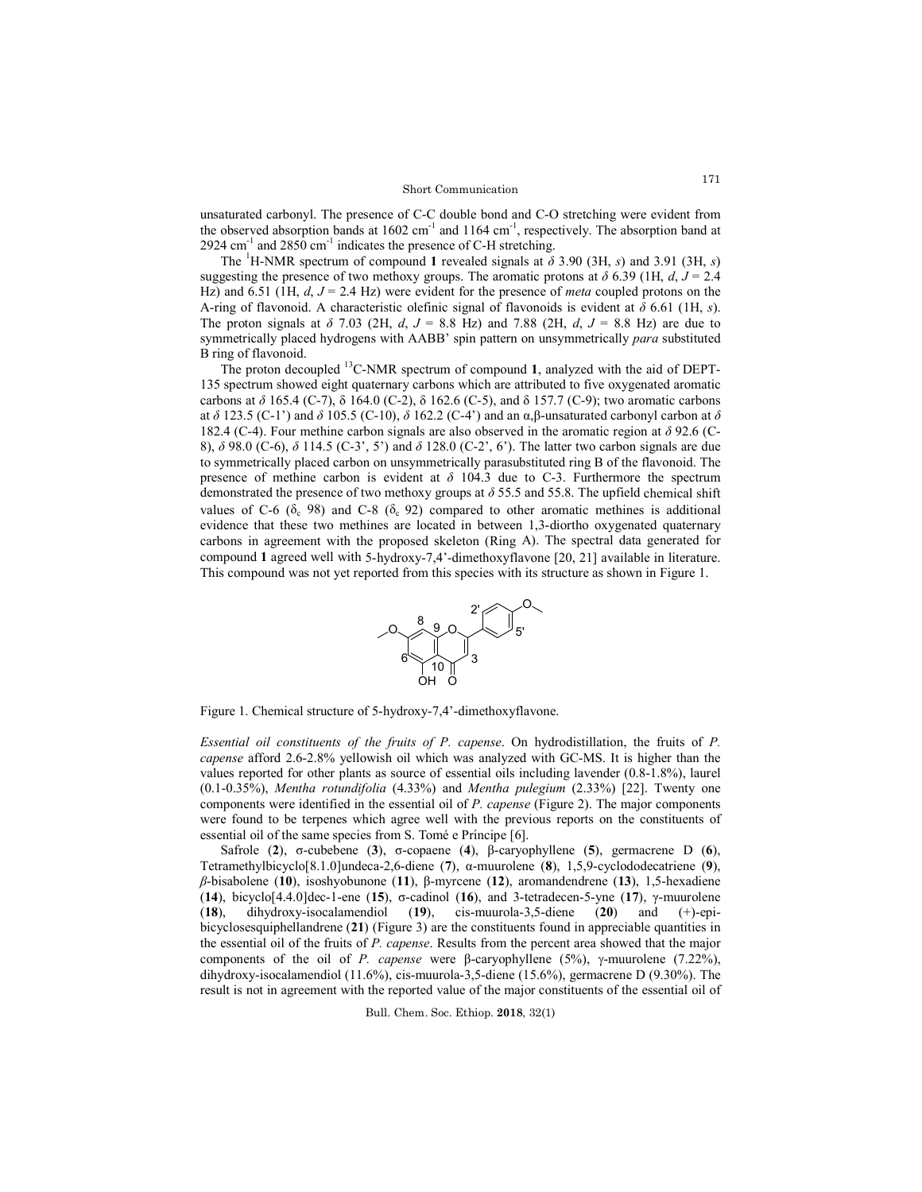unsaturated carbonyl. The presence of C-C double bond and C-O stretching were evident from the observed absorption bands at 1602 $cm^{-1}$ and 1164 $cm^{-1}$, respectively. The absorption band at 2924 $cm^{-1}$ and 2850 $cm^{-1}$ indicates the presence of C-H stretching.

The $^1$H-NMR spectrum of compound **1** revealed signals at $\delta$ 3.90 (3H, *s*) and 3.91 (3H, *s*) suggesting the presence of two methoxy groups. The aromatic protons at $\delta$ 6.39 (1H, *d*, $J$ = 2.4 Hz) and 6.51 (1H, *d*, $J$ = 2.4 Hz) were evident for the presence of *meta* coupled protons on the A-ring of flavonoid. A characteristic olefinic signal of flavonoids is evident at $\delta$ 6.61 (1H, *s*). The proton signals at $\delta$ 7.03 (2H, *d*, $J$ = 8.8 Hz) and 7.88 (2H, *d*, $J$ = 8.8 Hz) are due to symmetrically placed hydrogens with AABB' spin pattern on unsymmetrically *para* substituted B ring of flavonoid.

The proton decoupled $^{13}$C-NMR spectrum of compound **1**, analyzed with the aid of DEPT-135 spectrum showed eight quaternary carbons which are attributed to five oxygenated aromatic carbons at $\delta$ 165.4 (C-7), $\delta$ 164.0 (C-2), $\delta$ 162.6 (C-5), and $\delta$ 157.7 (C-9); two aromatic carbons at $\delta$ 123.5 (C-1') and $\delta$ 105.5 (C-10), $\delta$ 162.2 (C-4') and an α,β-unsaturated carbonyl carbon at $\delta$ 182.4 (C-4). Four methine carbon signals are also observed in the aromatic region at $\delta$ 92.6 (C-8), $\delta$ 98.0 (C-6), $\delta$ 114.5 (C-3', 5') and $\delta$ 128.0 (C-2', 6'). The latter two carbon signals are due to symmetrically placed carbon on unsymmetrically parasubstituted ring B of the flavonoid. The presence of methine carbon is evident at $\delta$ 104.3 due to C-3. Furthermore the spectrum demonstrated the presence of two methoxy groups at $\delta$ 55.5 and 55.8. The upfield chemical shift values of C-6 ($\delta_c$ 98) and C-8 ($\delta_c$ 92) compared to other aromatic methines is additional evidence that these two methines are located in between 1,3-diortho oxygenated quaternary carbons in agreement with the proposed skeleton (Ring A). The spectral data generated for compound **1** agreed well with 5-hydroxy-7,4'-dimethoxyflavone [20, 21] available in literature. This compound was not yet reported from this species with its structure as shown in Figure 1.

Figure 1. Chemical structure of 5-hydroxy-7,4'-dimethoxyflavone.

*Essential oil constituents of the fruits of P. capense*. On hydrodistillation, the fruits of *P. capense* afford 2.6-2.8% yellowish oil which was analyzed with GC-MS. It is higher than the values reported for other plants as source of essential oils including lavender (0.8-1.8%), laurel (0.1-0.35%), *Mentha rotundifolia* (4.33%) and *Mentha pulegium* (2.33%) [22]. Twenty one components were identified in the essential oil of *P. capense* (Figure 2). The major components were found to be terpenes which agree well with the previous reports on the constituents of essential oil of the same species from S. Tomé e Príncipe [6].

Safrole (**2**), σ-cubebene (**3**), σ-copaene (**4**), β-caryophyllene (**5**), germacrene D (**6**), Tetramethylbicyclo[8.1.0]undeca-2,6-diene (**7**), α-muurolene (**8**), 1,5,9-cyclododecatriene (**9**), *β*-bisabolene (**10**), isoshyobunone (**11**), β-myrcene (**12**), aromandendrene (**13**), 1,5-hexadiene (**14**), bicyclo[4.4.0]dec-1-ene (**15**), σ-cadinol (**16**), and 3-tetradecen-5-yne (**17**), γ-muurolene (**18**), dihydroxy-isocalamendiol (**19**), cis-muurola-3,5-diene (**20**) and (+)-epi-bicyclosesquiphellandrene (**21**) (Figure 3) are the constituents found in appreciable quantities in the essential oil of the fruits of *P. capense*. Results from the percent area showed that the major components of the oil of *P. capense* were β-caryophyllene (5%), γ-muurolene (7.22%), dihydroxy-isocalamendiol (11.6%), cis-muurola-3,5-diene (15.6%), germacrene D (9.30%). The result is not in agreement with the reported value of the major constituents of the essential oil of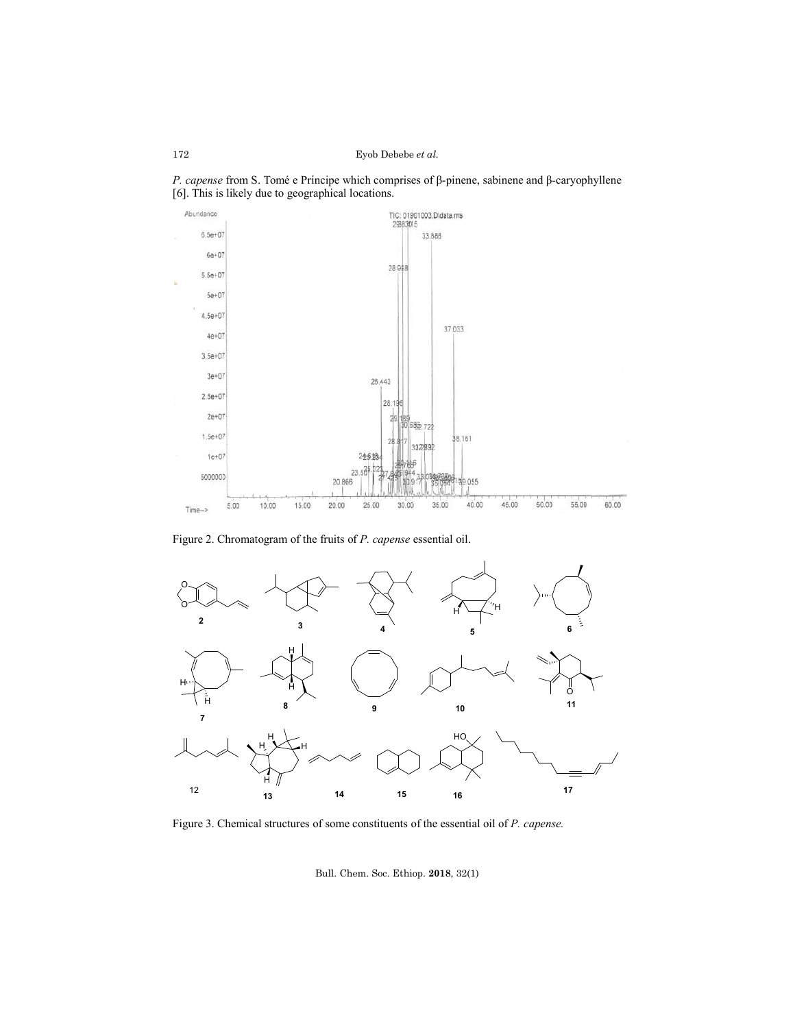*P. capense* from S. Tomé e Príncipe which comprises of β-pinene, sabinene and β-caryophyllene [6]. This is likely due to geographical locations.

Figure 2. Chromatogram of the fruits of *P. capense* essential oil.

Figure 3. Chemical structures of some constituents of the essential oil of *P. capense.*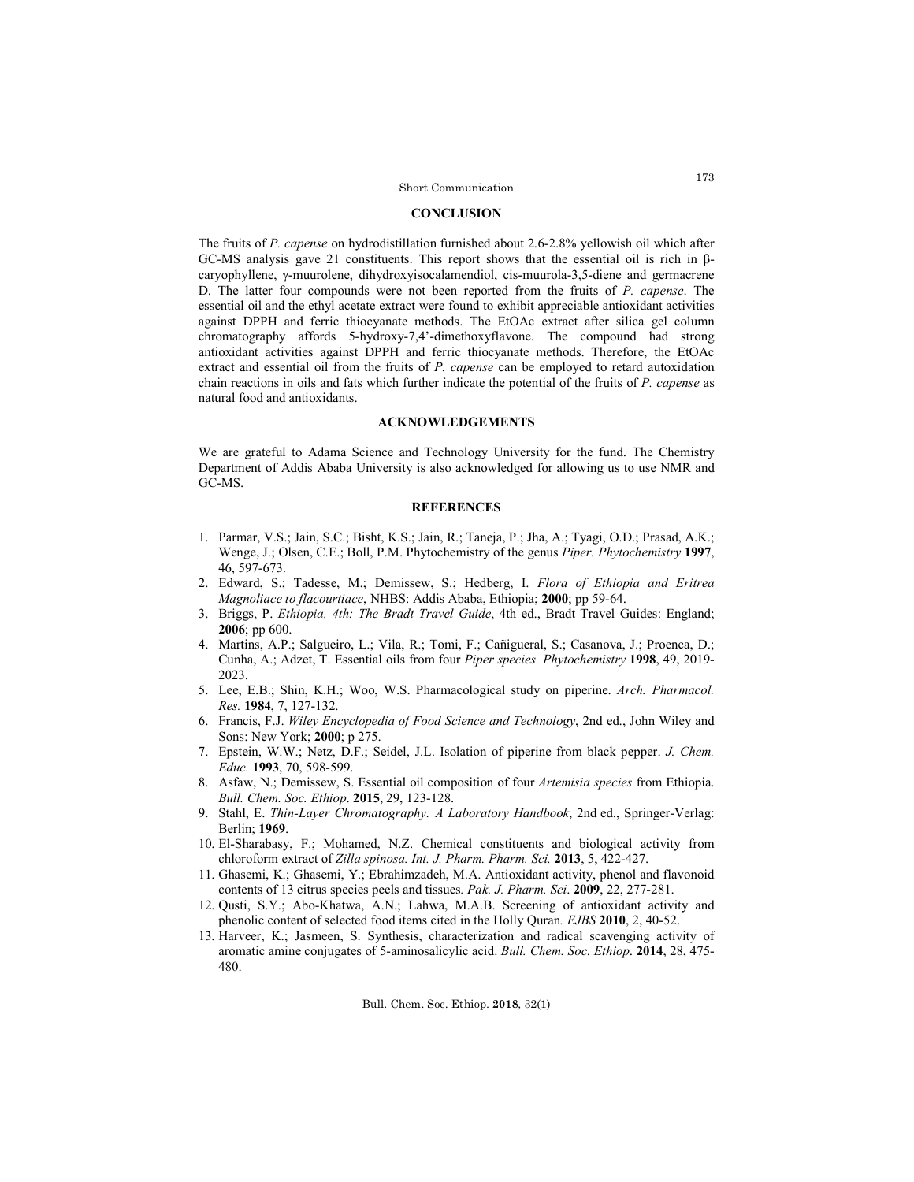## CONCLUSION

The fruits of *P. capense* on hydrodistillation furnished about 2.6-2.8% yellowish oil which after GC-MS analysis gave 21 constituents. This report shows that the essential oil is rich in β-caryophyllene, γ-muurolene, dihydroxyisocalamendiol, cis-muurola-3,5-diene and germacrene D. The latter four compounds were not been reported from the fruits of *P. capense*. The essential oil and the ethyl acetate extract were found to exhibit appreciable antioxidant activities against DPPH and ferric thiocyanate methods. The EtOAc extract after silica gel column chromatography affords 5-hydroxy-7,4'-dimethoxyflavone. The compound had strong antioxidant activities against DPPH and ferric thiocyanate methods. Therefore, the EtOAc extract and essential oil from the fruits of *P. capense* can be employed to retard autoxidation chain reactions in oils and fats which further indicate the potential of the fruits of *P. capense* as natural food and antioxidants.

## ACKNOWLEDGEMENTS

We are grateful to Adama Science and Technology University for the fund. The Chemistry Department of Addis Ababa University is also acknowledged for allowing us to use NMR and GC-MS.

## REFERENCES

1. Parmar, V.S.; Jain, S.C.; Bisht, K.S.; Jain, R.; Taneja, P.; Jha, A.; Tyagi, O.D.; Prasad, A.K.; Wenge, J.; Olsen, C.E.; Boll, P.M. Phytochemistry of the genus *Piper. Phytochemistry* **1997**, 46, 597-673.
2. Edward, S.; Tadesse, M.; Demissew, S.; Hedberg, I. *Flora of Ethiopia and Eritrea Magnoliace to flacourtiace*, NHBS: Addis Ababa, Ethiopia; **2000**; pp 59-64.
3. Briggs, P. *Ethiopia, 4th: The Bradt Travel Guide*, 4th ed., Bradt Travel Guides: England; **2006**; pp 600.
4. Martins, A.P.; Salgueiro, L.; Vila, R.; Tomi, F.; Cañigueral, S.; Casanova, J.; Proenca, D.; Cunha, A.; Adzet, T. Essential oils from four *Piper species. Phytochemistry* **1998**, 49, 2019-2023.
5. Lee, E.B.; Shin, K.H.; Woo, W.S. Pharmacological study on piperine. *Arch. Pharmacol. Res.* **1984**, 7, 127-132.
6. Francis, F.J. *Wiley Encyclopedia of Food Science and Technology*, 2nd ed., John Wiley and Sons: New York; **2000**; p 275.
7. Epstein, W.W.; Netz, D.F.; Seidel, J.L. Isolation of piperine from black pepper. *J. Chem. Educ.* **1993**, 70, 598-599.
8. Asfaw, N.; Demissew, S. Essential oil composition of four *Artemisia species* from Ethiopia. *Bull. Chem. Soc. Ethiop*. **2015**, 29, 123-128.
9. Stahl, E. *Thin-Layer Chromatography: A Laboratory Handbook*, 2nd ed., Springer-Verlag: Berlin; **1969**.
10. El-Sharabasy, F.; Mohamed, N.Z. Chemical constituents and biological activity from chloroform extract of *Zilla spinosa. Int. J. Pharm. Pharm. Sci.* **2013**, 5, 422-427.
11. Ghasemi, K.; Ghasemi, Y.; Ebrahimzadeh, M.A. Antioxidant activity, phenol and flavonoid contents of 13 citrus species peels and tissues. *Pak. J. Pharm. Sci*. **2009**, 22, 277-281.
12. Qusti, S.Y.; Abo-Khatwa, A.N.; Lahwa, M.A.B. Screening of antioxidant activity and phenolic content of selected food items cited in the Holly Quran. *EJBS* **2010**, 2, 40-52.
13. Harveer, K.; Jasmeen, S. Synthesis, characterization and radical scavenging activity of aromatic amine conjugates of 5-aminosalicylic acid. *Bull. Chem. Soc. Ethiop*. **2014**, 28, 475-480.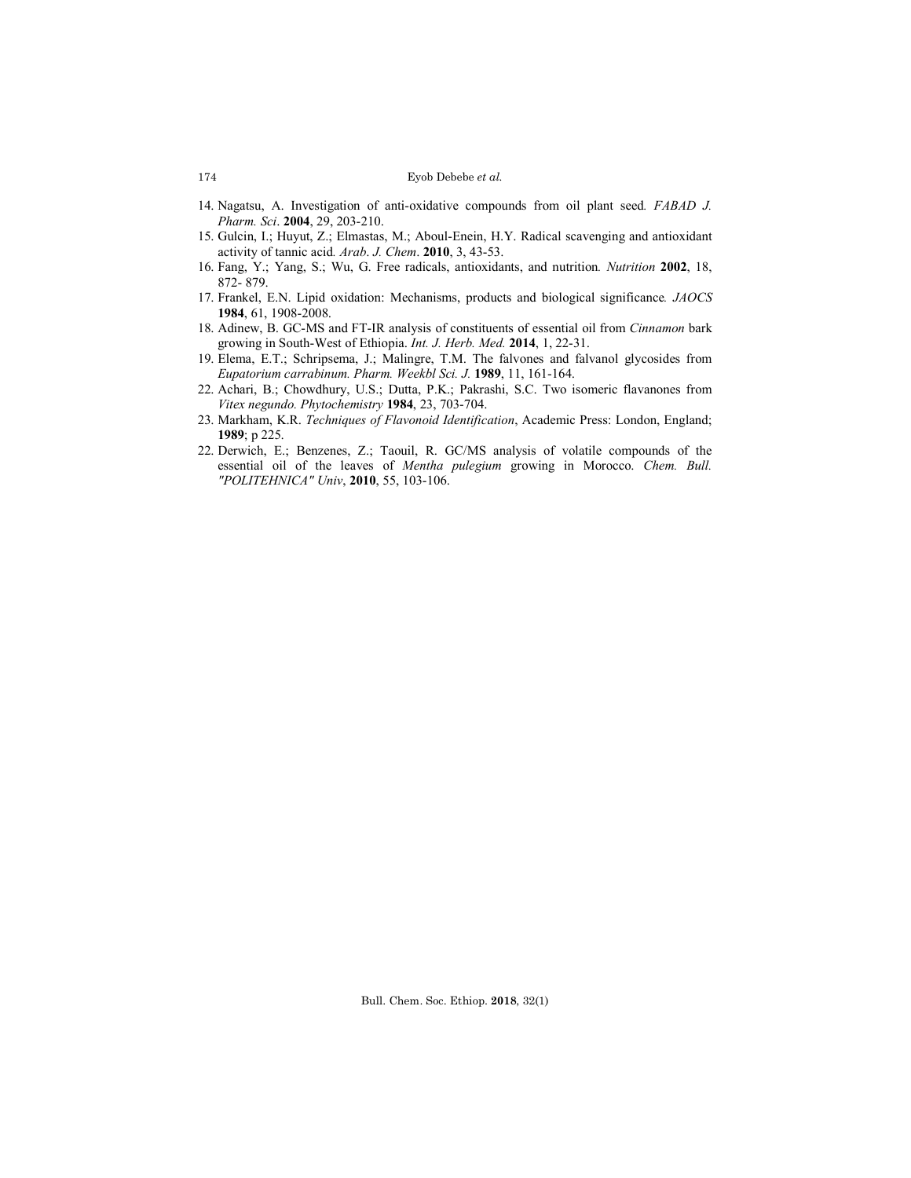14. Nagatsu, A. Investigation of anti-oxidative compounds from oil plant seed. *FABAD J. Pharm. Sci*. **2004**, 29, 203-210.
15. Gulcin, I.; Huyut, Z.; Elmastas, M.; Aboul-Enein, H.Y. Radical scavenging and antioxidant activity of tannic acid. *Arab. J. Chem*. **2010**, 3, 43-53.
16. Fang, Y.; Yang, S.; Wu, G. Free radicals, antioxidants, and nutrition. *Nutrition* **2002**, 18, 872- 879.
17. Frankel, E.N. Lipid oxidation: Mechanisms, products and biological significance. *JAOCS* **1984**, 61, 1908-2008.
18. Adinew, B. GC-MS and FT-IR analysis of constituents of essential oil from *Cinnamon* bark growing in South-West of Ethiopia. *Int. J. Herb. Med.* **2014**, 1, 22-31.
19. Elema, E.T.; Schripsema, J.; Malingre, T.M. The falvones and falvanol glycosides from *Eupatorium carrabinum. Pharm. Weekbl Sci. J.* **1989**, 11, 161-164.
22. Achari, B.; Chowdhury, U.S.; Dutta, P.K.; Pakrashi, S.C. Two isomeric flavanones from *Vitex negundo. Phytochemistry* **1984**, 23, 703-704.
23. Markham, K.R. *Techniques of Flavonoid Identification*, Academic Press: London, England; **1989**; p 225.
22. Derwich, E.; Benzenes, Z.; Taouil, R. GC/MS analysis of volatile compounds of the essential oil of the leaves of *Mentha pulegium* growing in Morocco. *Chem. Bull. "POLITEHNICA" Univ*, **2010**, 55, 103-106.